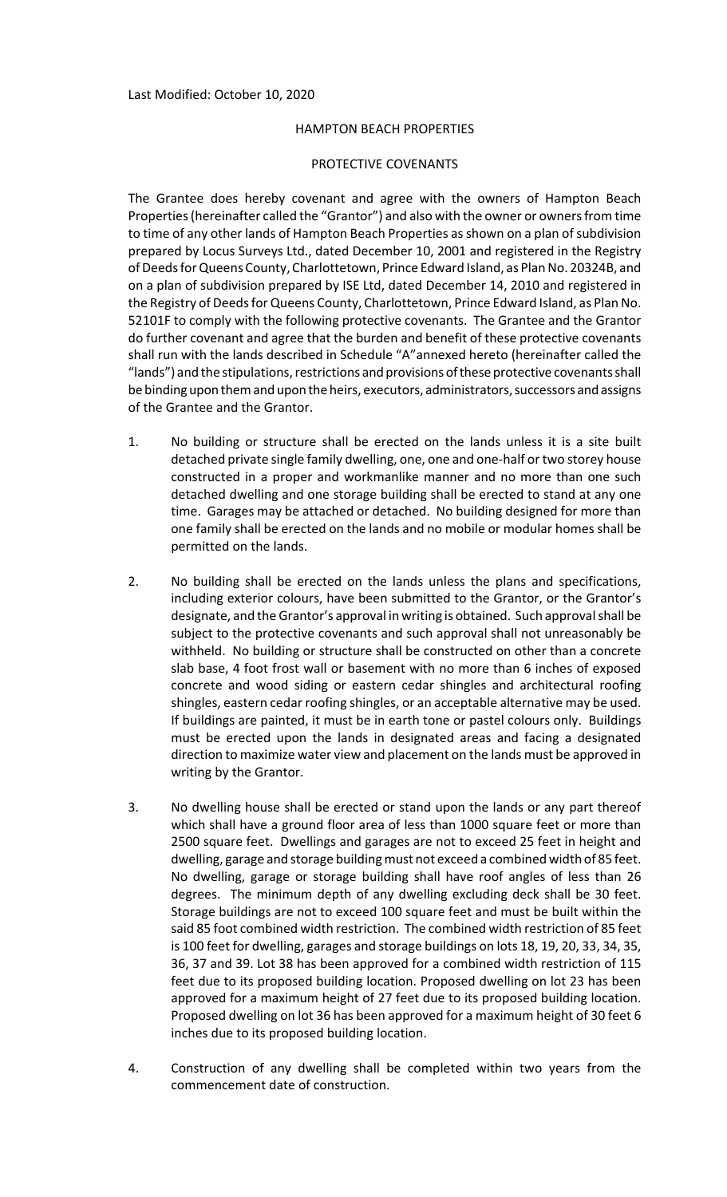Last Modified: October 10, 2020

# HAMPTON BEACH PROPERTIES

## PROTECTIVE COVENANTS

The Grantee does hereby covenant and agree with the owners of Hampton Beach Properties (hereinafter called the "Grantor") and also with the owner or owners from time to time of any other lands of Hampton Beach Properties as shown on a plan of subdivision prepared by Locus Surveys Ltd., dated December 10, 2001 and registered in the Registry of Deeds for Queens County, Charlottetown, Prince Edward Island, as Plan No. 20324B, and on a plan of subdivision prepared by ISE Ltd, dated December 14, 2010 and registered in the Registry of Deeds for Queens County, Charlottetown, Prince Edward Island, as Plan No. 52101F to comply with the following protective covenants. The Grantee and the Grantor do further covenant and agree that the burden and benefit of these protective covenants shall run with the lands described in Schedule "A"annexed hereto (hereinafter called the "lands") and the stipulations, restrictions and provisions of these protective covenants shall be binding upon them and upon the heirs, executors, administrators, successors and assigns of the Grantee and the Grantor.

1. No building or structure shall be erected on the lands unless it is a site built detached private single family dwelling, one, one and one-half or two storey house constructed in a proper and workmanlike manner and no more than one such detached dwelling and one storage building shall be erected to stand at any one time. Garages may be attached or detached. No building designed for more than one family shall be erected on the lands and no mobile or modular homes shall be permitted on the lands.

2. No building shall be erected on the lands unless the plans and specifications, including exterior colours, have been submitted to the Grantor, or the Grantor's designate, and the Grantor's approval in writing is obtained. Such approval shall be subject to the protective covenants and such approval shall not unreasonably be withheld. No building or structure shall be constructed on other than a concrete slab base, 4 foot frost wall or basement with no more than 6 inches of exposed concrete and wood siding or eastern cedar shingles and architectural roofing shingles, eastern cedar roofing shingles, or an acceptable alternative may be used. If buildings are painted, it must be in earth tone or pastel colours only. Buildings must be erected upon the lands in designated areas and facing a designated direction to maximize water view and placement on the lands must be approved in writing by the Grantor.

3. No dwelling house shall be erected or stand upon the lands or any part thereof which shall have a ground floor area of less than 1000 square feet or more than 2500 square feet. Dwellings and garages are not to exceed 25 feet in height and dwelling, garage and storage building must not exceed a combined width of 85 feet. No dwelling, garage or storage building shall have roof angles of less than 26 degrees. The minimum depth of any dwelling excluding deck shall be 30 feet. Storage buildings are not to exceed 100 square feet and must be built within the said 85 foot combined width restriction. The combined width restriction of 85 feet is 100 feet for dwelling, garages and storage buildings on lots 18, 19, 20, 33, 34, 35, 36, 37 and 39. Lot 38 has been approved for a combined width restriction of 115 feet due to its proposed building location. Proposed dwelling on lot 23 has been approved for a maximum height of 27 feet due to its proposed building location. Proposed dwelling on lot 36 has been approved for a maximum height of 30 feet 6 inches due to its proposed building location.

4. Construction of any dwelling shall be completed within two years from the commencement date of construction.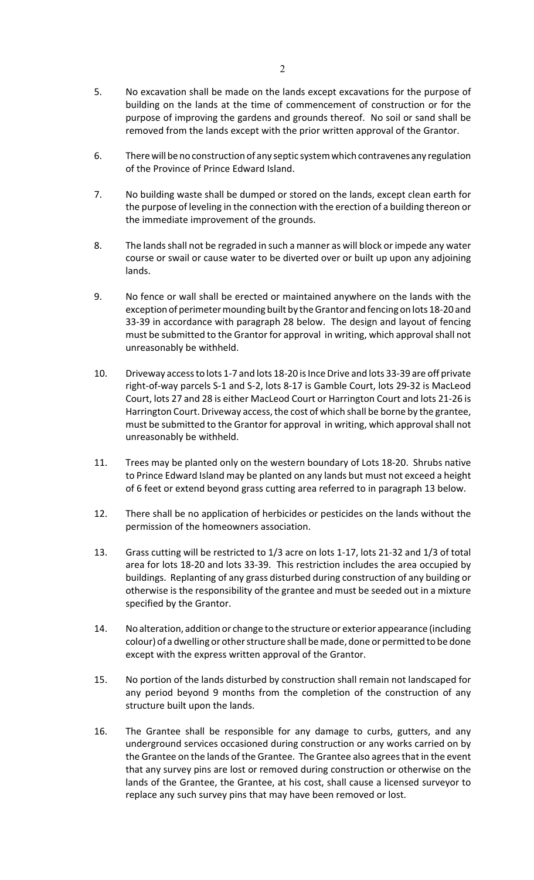5. No excavation shall be made on the lands except excavations for the purpose of building on the lands at the time of commencement of construction or for the purpose of improving the gardens and grounds thereof. No soil or sand shall be removed from the lands except with the prior written approval of the Grantor.

6. There will be no construction of any septic system which contravenes any regulation of the Province of Prince Edward Island.

7. No building waste shall be dumped or stored on the lands, except clean earth for the purpose of leveling in the connection with the erection of a building thereon or the immediate improvement of the grounds.

8. The lands shall not be regraded in such a manner as will block or impede any water course or swail or cause water to be diverted over or built up upon any adjoining lands.

9. No fence or wall shall be erected or maintained anywhere on the lands with the exception of perimeter mounding built by the Grantor and fencing on lots 18-20 and 33-39 in accordance with paragraph 28 below. The design and layout of fencing must be submitted to the Grantor for approval in writing, which approval shall not unreasonably be withheld.

10. Driveway access to lots 1-7 and lots 18-20 is Ince Drive and lots 33-39 are off private right-of-way parcels S-1 and S-2, lots 8-17 is Gamble Court, lots 29-32 is MacLeod Court, lots 27 and 28 is either MacLeod Court or Harrington Court and lots 21-26 is Harrington Court. Driveway access, the cost of which shall be borne by the grantee, must be submitted to the Grantor for approval in writing, which approval shall not unreasonably be withheld.

11. Trees may be planted only on the western boundary of Lots 18-20. Shrubs native to Prince Edward Island may be planted on any lands but must not exceed a height of 6 feet or extend beyond grass cutting area referred to in paragraph 13 below.

12. There shall be no application of herbicides or pesticides on the lands without the permission of the homeowners association.

13. Grass cutting will be restricted to 1/3 acre on lots 1-17, lots 21-32 and 1/3 of total area for lots 18-20 and lots 33-39. This restriction includes the area occupied by buildings. Replanting of any grass disturbed during construction of any building or otherwise is the responsibility of the grantee and must be seeded out in a mixture specified by the Grantor.

14. No alteration, addition or change to the structure or exterior appearance (including colour) of a dwelling or other structure shall be made, done or permitted to be done except with the express written approval of the Grantor.

15. No portion of the lands disturbed by construction shall remain not landscaped for any period beyond 9 months from the completion of the construction of any structure built upon the lands.

16. The Grantee shall be responsible for any damage to curbs, gutters, and any underground services occasioned during construction or any works carried on by the Grantee on the lands of the Grantee. The Grantee also agrees that in the event that any survey pins are lost or removed during construction or otherwise on the lands of the Grantee, the Grantee, at his cost, shall cause a licensed surveyor to replace any such survey pins that may have been removed or lost.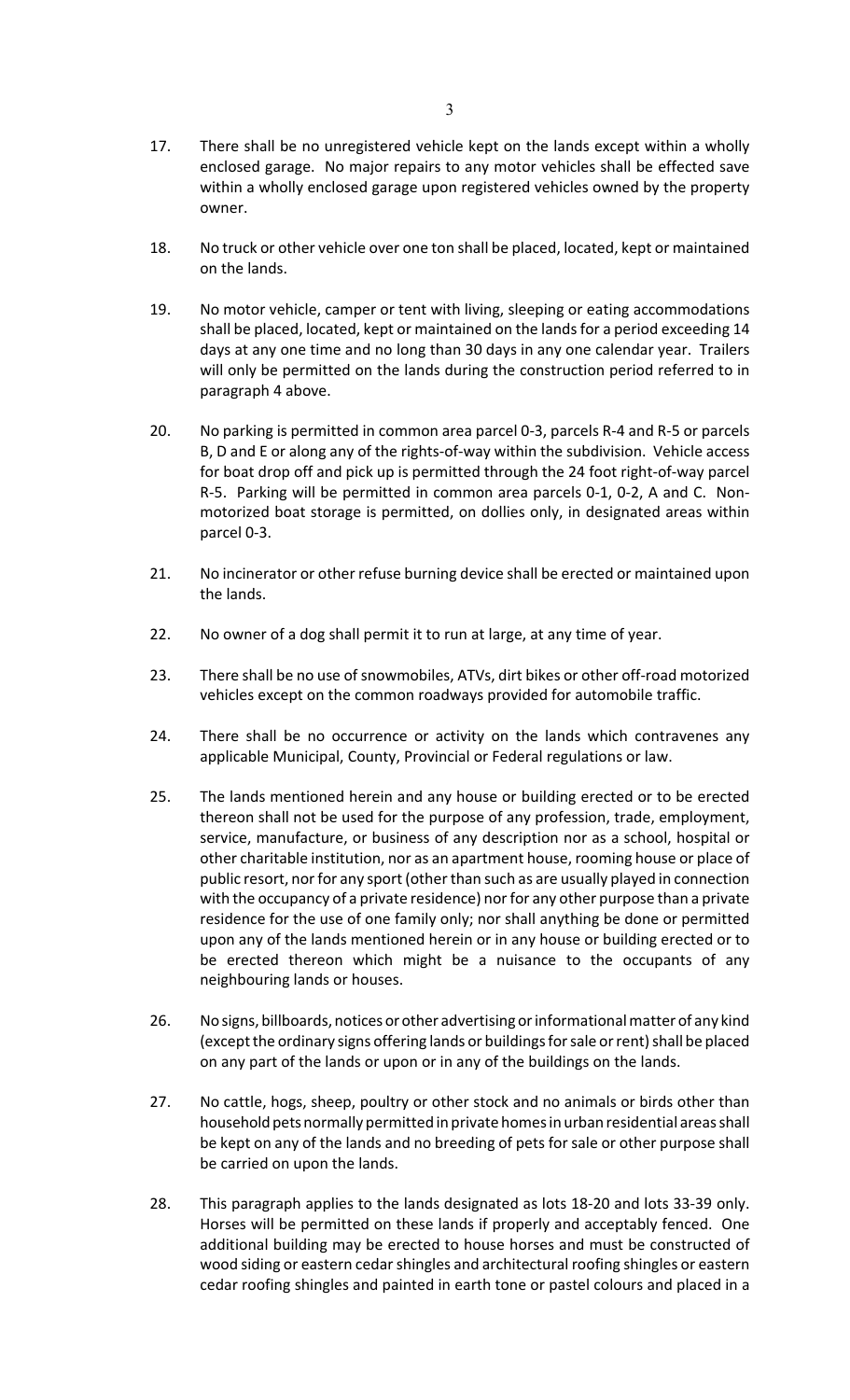17. There shall be no unregistered vehicle kept on the lands except within a wholly enclosed garage. No major repairs to any motor vehicles shall be effected save within a wholly enclosed garage upon registered vehicles owned by the property owner.

18. No truck or other vehicle over one ton shall be placed, located, kept or maintained on the lands.

19. No motor vehicle, camper or tent with living, sleeping or eating accommodations shall be placed, located, kept or maintained on the lands for a period exceeding 14 days at any one time and no long than 30 days in any one calendar year. Trailers will only be permitted on the lands during the construction period referred to in paragraph 4 above.

20. No parking is permitted in common area parcel 0-3, parcels R-4 and R-5 or parcels B, D and E or along any of the rights-of-way within the subdivision. Vehicle access for boat drop off and pick up is permitted through the 24 foot right-of-way parcel R-5. Parking will be permitted in common area parcels 0-1, 0-2, A and C. Non-motorized boat storage is permitted, on dollies only, in designated areas within parcel 0-3.

21. No incinerator or other refuse burning device shall be erected or maintained upon the lands.

22. No owner of a dog shall permit it to run at large, at any time of year.

23. There shall be no use of snowmobiles, ATVs, dirt bikes or other off-road motorized vehicles except on the common roadways provided for automobile traffic.

24. There shall be no occurrence or activity on the lands which contravenes any applicable Municipal, County, Provincial or Federal regulations or law.

25. The lands mentioned herein and any house or building erected or to be erected thereon shall not be used for the purpose of any profession, trade, employment, service, manufacture, or business of any description nor as a school, hospital or other charitable institution, nor as an apartment house, rooming house or place of public resort, nor for any sport (other than such as are usually played in connection with the occupancy of a private residence) nor for any other purpose than a private residence for the use of one family only; nor shall anything be done or permitted upon any of the lands mentioned herein or in any house or building erected or to be erected thereon which might be a nuisance to the occupants of any neighbouring lands or houses.

26. No signs, billboards, notices or other advertising or informational matter of any kind (except the ordinary signs offering lands or buildings for sale or rent) shall be placed on any part of the lands or upon or in any of the buildings on the lands.

27. No cattle, hogs, sheep, poultry or other stock and no animals or birds other than household pets normally permitted in private homes in urban residential areas shall be kept on any of the lands and no breeding of pets for sale or other purpose shall be carried on upon the lands.

28. This paragraph applies to the lands designated as lots 18-20 and lots 33-39 only. Horses will be permitted on these lands if properly and acceptably fenced. One additional building may be erected to house horses and must be constructed of wood siding or eastern cedar shingles and architectural roofing shingles or eastern cedar roofing shingles and painted in earth tone or pastel colours and placed in a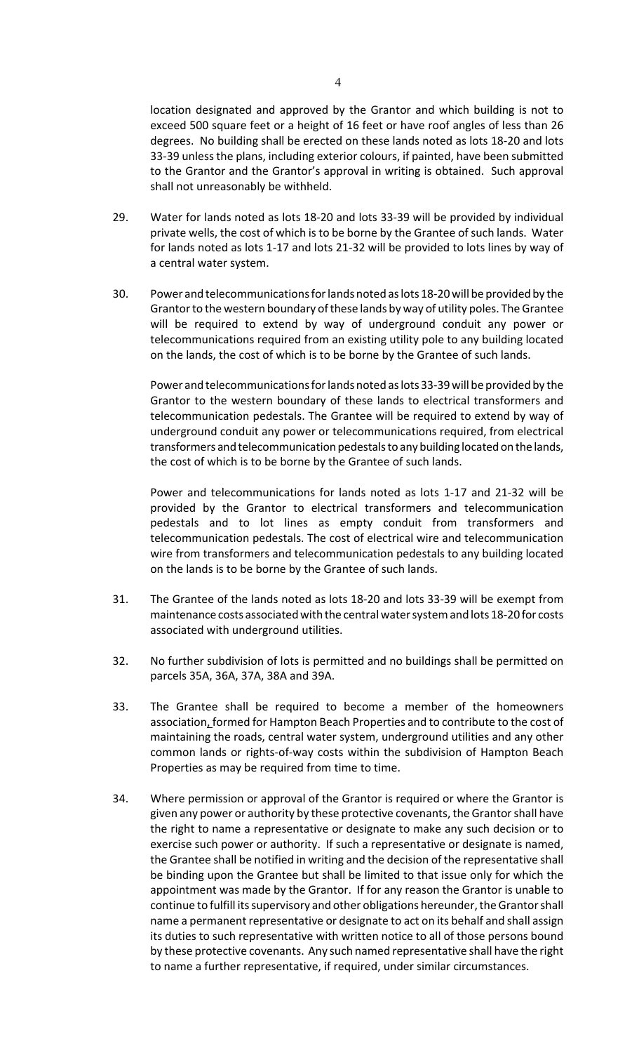location designated and approved by the Grantor and which building is not to exceed 500 square feet or a height of 16 feet or have roof angles of less than 26 degrees. No building shall be erected on these lands noted as lots 18-20 and lots 33-39 unless the plans, including exterior colours, if painted, have been submitted to the Grantor and the Grantor's approval in writing is obtained. Such approval shall not unreasonably be withheld.

29. Water for lands noted as lots 18-20 and lots 33-39 will be provided by individual private wells, the cost of which is to be borne by the Grantee of such lands. Water for lands noted as lots 1-17 and lots 21-32 will be provided to lots lines by way of a central water system.

30. Power and telecommunications for lands noted as lots 18-20 will be provided by the Grantor to the western boundary of these lands by way of utility poles. The Grantee will be required to extend by way of underground conduit any power or telecommunications required from an existing utility pole to any building located on the lands, the cost of which is to be borne by the Grantee of such lands.

    Power and telecommunications for lands noted as lots 33-39 will be provided by the Grantor to the western boundary of these lands to electrical transformers and telecommunication pedestals. The Grantee will be required to extend by way of underground conduit any power or telecommunications required, from electrical transformers and telecommunication pedestals to any building located on the lands, the cost of which is to be borne by the Grantee of such lands.

    Power and telecommunications for lands noted as lots 1-17 and 21-32 will be provided by the Grantor to electrical transformers and telecommunication pedestals and to lot lines as empty conduit from transformers and telecommunication pedestals. The cost of electrical wire and telecommunication wire from transformers and telecommunication pedestals to any building located on the lands is to be borne by the Grantee of such lands.

31. The Grantee of the lands noted as lots 18-20 and lots 33-39 will be exempt from maintenance costs associated with the central water system and lots 18-20 for costs associated with underground utilities.

32. No further subdivision of lots is permitted and no buildings shall be permitted on parcels 35A, 36A, 37A, 38A and 39A.

33. The Grantee shall be required to become a member of the homeowners association, formed for Hampton Beach Properties and to contribute to the cost of maintaining the roads, central water system, underground utilities and any other common lands or rights-of-way costs within the subdivision of Hampton Beach Properties as may be required from time to time.

34. Where permission or approval of the Grantor is required or where the Grantor is given any power or authority by these protective covenants, the Grantor shall have the right to name a representative or designate to make any such decision or to exercise such power or authority. If such a representative or designate is named, the Grantee shall be notified in writing and the decision of the representative shall be binding upon the Grantee but shall be limited to that issue only for which the appointment was made by the Grantor. If for any reason the Grantor is unable to continue to fulfill its supervisory and other obligations hereunder, the Grantor shall name a permanent representative or designate to act on its behalf and shall assign its duties to such representative with written notice to all of those persons bound by these protective covenants. Any such named representative shall have the right to name a further representative, if required, under similar circumstances.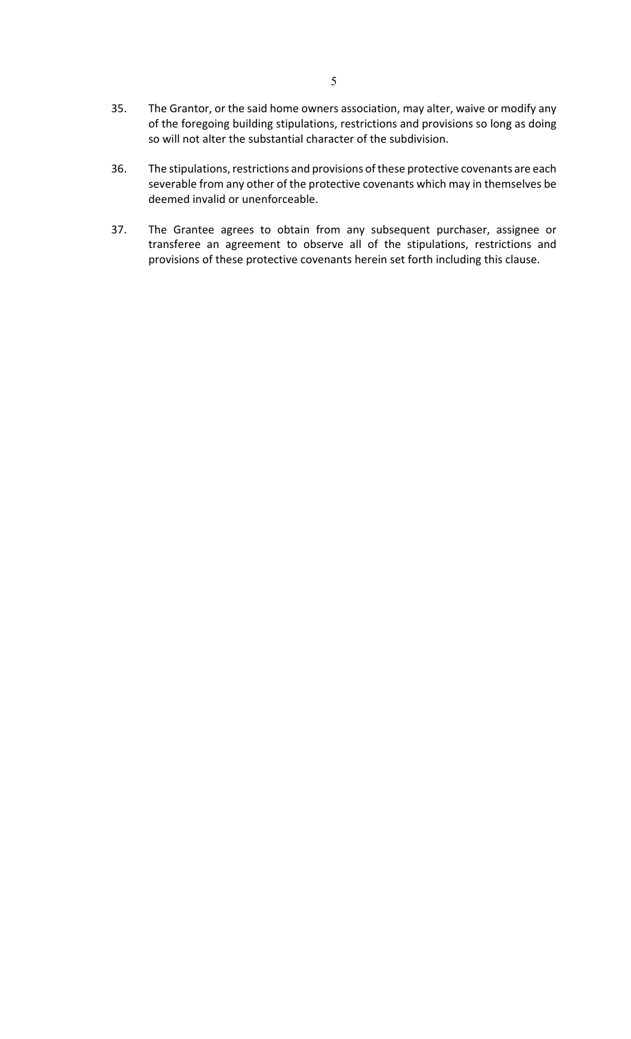35. The Grantor, or the said home owners association, may alter, waive or modify any of the foregoing building stipulations, restrictions and provisions so long as doing so will not alter the substantial character of the subdivision.

36. The stipulations, restrictions and provisions of these protective covenants are each severable from any other of the protective covenants which may in themselves be deemed invalid or unenforceable.

37. The Grantee agrees to obtain from any subsequent purchaser, assignee or transferee an agreement to observe all of the stipulations, restrictions and provisions of these protective covenants herein set forth including this clause.